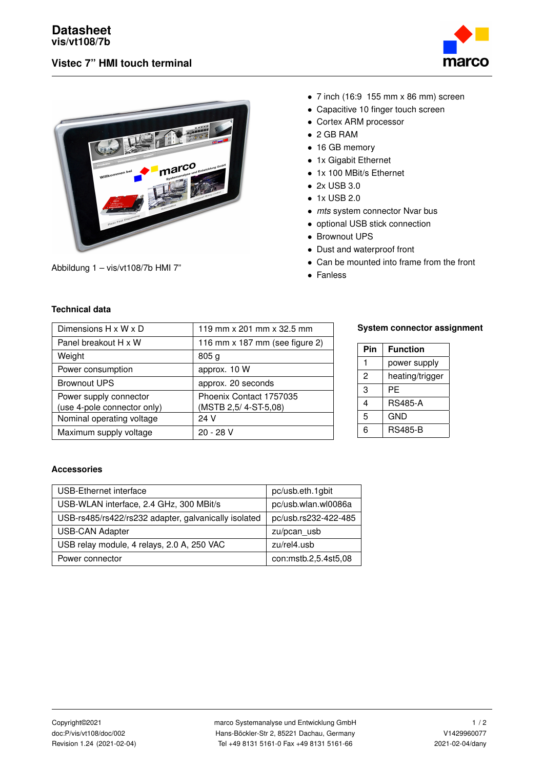# Datasheet

## vis/vt108/7b

### Vistec 7” HMI touch terminal

Abbildung 1 – vis/vt108/7b HMI 7”

- 7 inch (16:9  155 mm x 86 mm) screen
- Capacitive 10 finger touch screen
- Cortex ARM processor
- 2 GB RAM
- 16 GB memory
- 1x Gigabit Ethernet
- 1x 100 MBit/s Ethernet
- 2x USB 3.0
- 1x USB 2.0
- *mts* system connector Nvar bus
- optional USB stick connection
- Brownout UPS
- Dust and waterproof front
- Can be mounted into frame from the front
- Fanless

### Technical data

| | |
|---|---|
| Dimensions H x W x D | 119 mm x 201 mm x 32.5 mm |
| Panel breakout H x W | 116 mm x 187 mm (see figure 2) |
| Weight | 805 g |
| Power consumption | approx. 10 W |
| Brownout UPS | approx. 20 seconds |
| Power supply connector (use 4-pole connector only) | Phoenix Contact 1757035 (MSTB 2,5/ 4-ST-5,08) |
| Nominal operating voltage | 24 V |
| Maximum supply voltage | 20 - 28 V |

### System connector assignment

| Pin | Function |
|---|---|
| 1 | power supply |
| 2 | heating/trigger |
| 3 | PE |
| 4 | RS485-A |
| 5 | GND |
| 6 | RS485-B |

### Accessories

| | |
|---|---|
| USB-Ethernet interface | pc/usb.eth.1gbit |
| USB-WLAN interface, 2.4 GHz, 300 MBit/s | pc/usb.wlan.wl0086a |
| USB-rs485/rs422/rs232 adapter, galvanically isolated | pc/usb.rs232-422-485 |
| USB-CAN Adapter | zu/pcan_usb |
| USB relay module, 4 relays, 2.0 A, 250 VAC | zu/rel4.usb |
| Power connector | con:mstb.2,5.4st5,08 |

Copyright©2021
doc:P/vis/vt108/doc/002
Revision 1.24 (2021-02-04)

marco Systemanalyse und Entwicklung GmbH
Hans-Böckler-Str 2, 85221 Dachau, Germany
Tel +49 8131 5161-0 Fax +49 8131 5161-66

V1429960077
2021-02-04/dany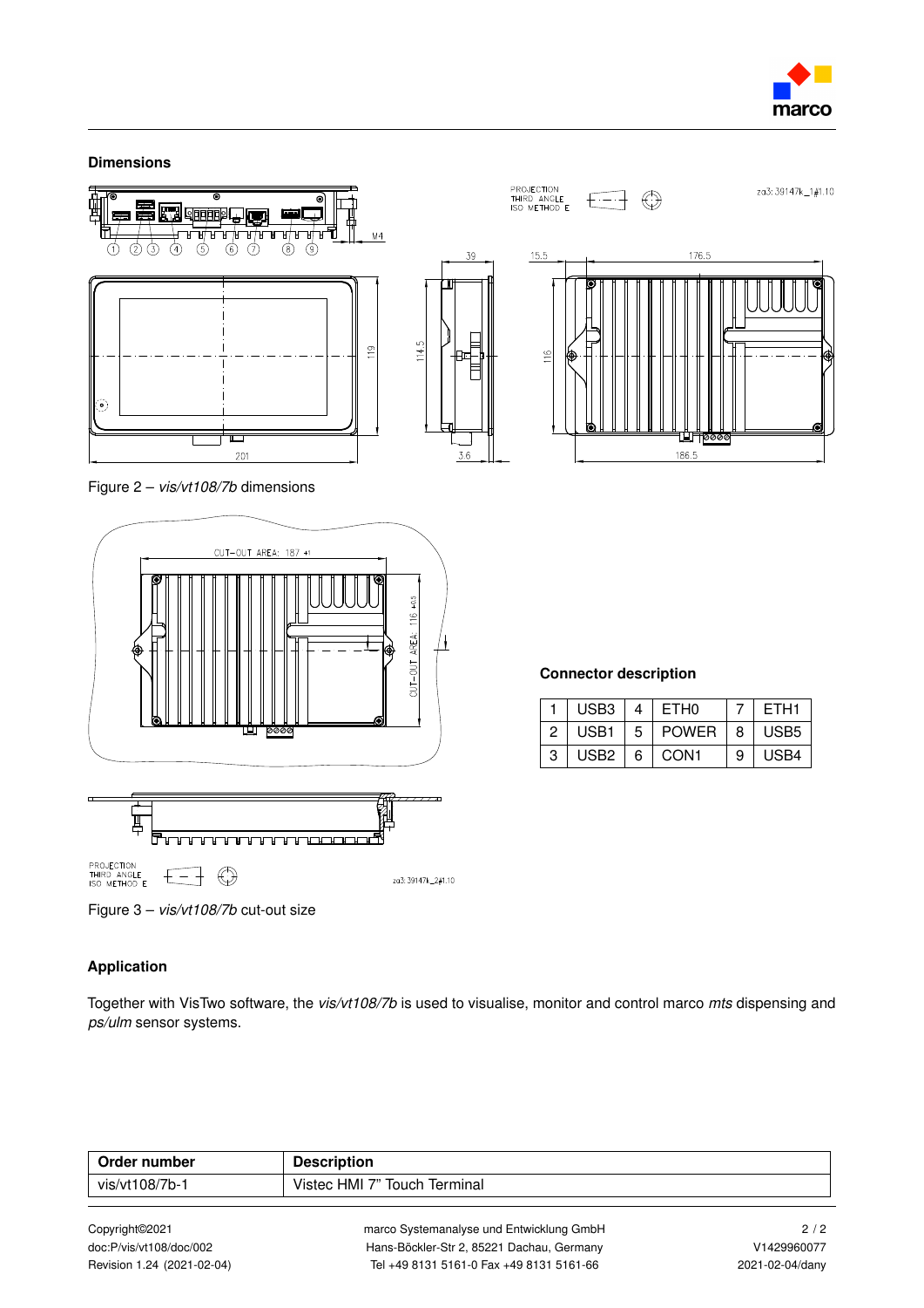## Dimensions

PROJECTION
THIRD ANGLE
ISO METHOD E

za3: 39147k_1#1.10

M4

① ② ③ ④ ⑤ ⑥ ⑦ ⑧ ⑨

39

15.5

176.5

119

114.5

116

201

3.6

186.5

Figure 2 – *vis/vt108/7b* dimensions

CUT-OUT AREA: 187 +1

CUT-OUT AREA: 116 +0.5

PROJECTION
THIRD ANGLE
ISO METHOD E

za3: 39147k_2#1.10

Figure 3 – *vis/vt108/7b* cut-out size

## Connector description

| | | | | | |
|---|---|---|---|---|---|
| 1 | USB3 | 4 | ETH0 | 7 | ETH1 |
| 2 | USB1 | 5 | POWER | 8 | USB5 |
| 3 | USB2 | 6 | CON1 | 9 | USB4 |

## Application

Together with VisTwo software, the *vis/vt108/7b* is used to visualise, monitor and control marco *mts* dispensing and *ps/ulm* sensor systems.

| Order number | Description |
|---|---|
| vis/vt108/7b-1 | Vistec HMI 7" Touch Terminal |

Copyright©2021
doc:P/vis/vt108/doc/002
Revision 1.24 (2021-02-04)

marco Systemanalyse und Entwicklung GmbH
Hans-Böckler-Str 2, 85221 Dachau, Germany
Tel +49 8131 5161-0 Fax +49 8131 5161-66

V1429960077
2021-02-04/dany